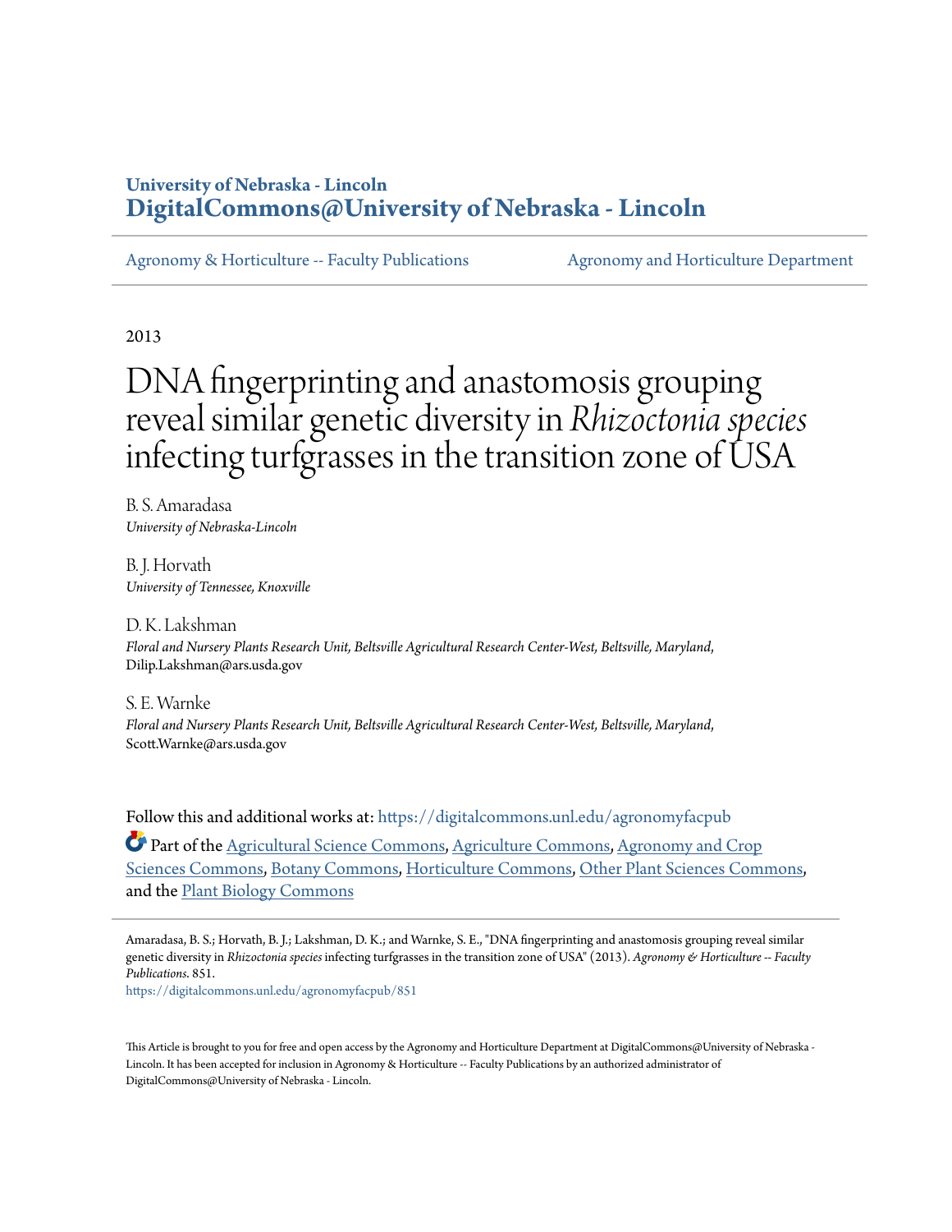University of Nebraska - Lincoln
**DigitalCommons@University of Nebraska - Lincoln**

Agronomy & Horticulture -- Faculty Publications | Agronomy and Horticulture Department

2013

# DNA fingerprinting and anastomosis grouping reveal similar genetic diversity in *Rhizoctonia species* infecting turfgrasses in the transition zone of USA

B. S. Amaradasa
*University of Nebraska-Lincoln*

B. J. Horvath
*University of Tennessee, Knoxville*

D. K. Lakshman
*Floral and Nursery Plants Research Unit, Beltsville Agricultural Research Center-West, Beltsville, Maryland,* Dilip.Lakshman@ars.usda.gov

S. E. Warnke
*Floral and Nursery Plants Research Unit, Beltsville Agricultural Research Center-West, Beltsville, Maryland,* Scott.Warnke@ars.usda.gov

Follow this and additional works at: https://digitalcommons.unl.edu/agronomyfacpub

Part of the Agricultural Science Commons, Agriculture Commons, Agronomy and Crop Sciences Commons, Botany Commons, Horticulture Commons, Other Plant Sciences Commons, and the Plant Biology Commons

---

Amaradasa, B. S.; Horvath, B. J.; Lakshman, D. K.; and Warnke, S. E., "DNA fingerprinting and anastomosis grouping reveal similar genetic diversity in *Rhizoctonia species* infecting turfgrasses in the transition zone of USA" (2013). *Agronomy & Horticulture -- Faculty Publications*. 851.
https://digitalcommons.unl.edu/agronomyfacpub/851

This Article is brought to you for free and open access by the Agronomy and Horticulture Department at DigitalCommons@University of Nebraska - Lincoln. It has been accepted for inclusion in Agronomy & Horticulture -- Faculty Publications by an authorized administrator of DigitalCommons@University of Nebraska - Lincoln.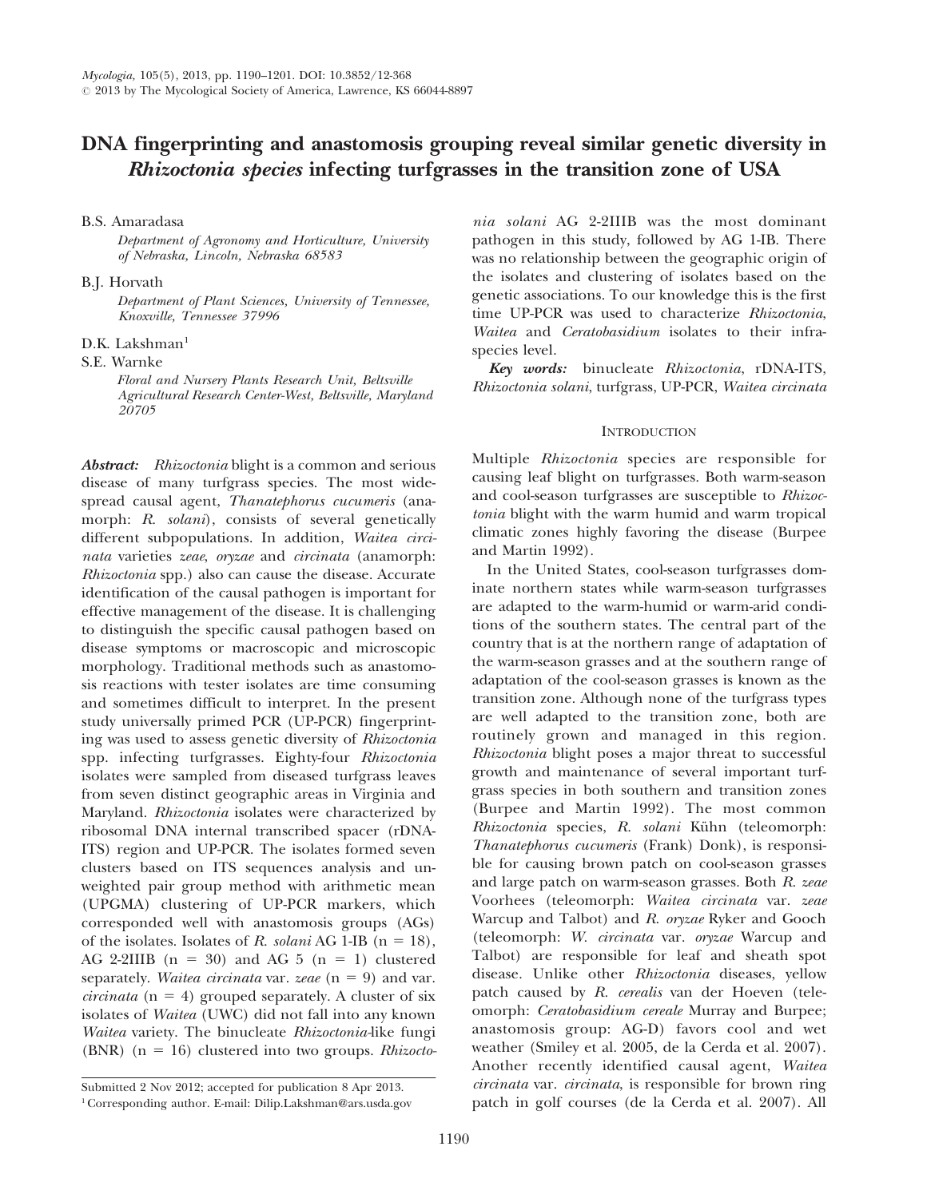# DNA fingerprinting and anastomosis grouping reveal similar genetic diversity in *Rhizoctonia species* infecting turfgrasses in the transition zone of USA

B.S. Amaradasa
*Department of Agronomy and Horticulture, University of Nebraska, Lincoln, Nebraska 68583*

B.J. Horvath
*Department of Plant Sciences, University of Tennessee, Knoxville, Tennessee 37996*

D.K. Lakshman[1]
S.E. Warnke
*Floral and Nursery Plants Research Unit, Beltsville Agricultural Research Center-West, Beltsville, Maryland 20705*

***Abstract:*** *Rhizoctonia* blight is a common and serious disease of many turfgrass species. The most widespread causal agent, *Thanatephorus cucumeris* (anamorph: *R. solani*), consists of several genetically different subpopulations. In addition, *Waitea circinata* varieties *zeae*, *oryzae* and *circinata* (anamorph: *Rhizoctonia* spp.) also can cause the disease. Accurate identification of the causal pathogen is important for effective management of the disease. It is challenging to distinguish the specific causal pathogen based on disease symptoms or macroscopic and microscopic morphology. Traditional methods such as anastomosis reactions with tester isolates are time consuming and sometimes difficult to interpret. In the present study universally primed PCR (UP-PCR) fingerprinting was used to assess genetic diversity of *Rhizoctonia* spp. infecting turfgrasses. Eighty-four *Rhizoctonia* isolates were sampled from diseased turfgrass leaves from seven distinct geographic areas in Virginia and Maryland. *Rhizoctonia* isolates were characterized by ribosomal DNA internal transcribed spacer (rDNA-ITS) region and UP-PCR. The isolates formed seven clusters based on ITS sequences analysis and unweighted pair group method with arithmetic mean (UPGMA) clustering of UP-PCR markers, which corresponded well with anastomosis groups (AGs) of the isolates. Isolates of *R. solani* AG 1-IB ($n = 18$), AG 2-2IIIB ($n = 30$) and AG 5 ($n = 1$) clustered separately. *Waitea circinata* var. *zeae* ($n = 9$) and var. *circinata* ($n = 4$) grouped separately. A cluster of six isolates of *Waitea* (UWC) did not fall into any known *Waitea* variety. The binucleate *Rhizoctonia*-like fungi (BNR) ($n = 16$) clustered into two groups. *Rhizoctonia solani* AG 2-2IIIB was the most dominant pathogen in this study, followed by AG 1-IB. There was no relationship between the geographic origin of the isolates and clustering of isolates based on the genetic associations. To our knowledge this is the first time UP-PCR was used to characterize *Rhizoctonia*, *Waitea* and *Ceratobasidium* isolates to their infraspecies level.

***Key words:*** binucleate *Rhizoctonia*, rDNA-ITS, *Rhizoctonia solani*, turfgrass, UP-PCR, *Waitea circinata*

## Introduction

Multiple *Rhizoctonia* species are responsible for causing leaf blight on turfgrasses. Both warm-season and cool-season turfgrasses are susceptible to *Rhizoctonia* blight with the warm humid and warm tropical climatic zones highly favoring the disease (Burpee and Martin 1992).

In the United States, cool-season turfgrasses dominate northern states while warm-season turfgrasses are adapted to the warm-humid or warm-arid conditions of the southern states. The central part of the country that is at the northern range of adaptation of the warm-season grasses and at the southern range of adaptation of the cool-season grasses is known as the transition zone. Although none of the turfgrass types are well adapted to the transition zone, both are routinely grown and managed in this region. *Rhizoctonia* blight poses a major threat to successful growth and maintenance of several important turfgrass species in both southern and transition zones (Burpee and Martin 1992). The most common *Rhizoctonia* species, *R. solani* Kühn (teleomorph: *Thanatephorus cucumeris* (Frank) Donk), is responsible for causing brown patch on cool-season grasses and large patch on warm-season grasses. Both *R. zeae* Voorhees (teleomorph: *Waitea circinata* var. *zeae* Warcup and Talbot) and *R. oryzae* Ryker and Gooch (teleomorph: *W. circinata* var. *oryzae* Warcup and Talbot) are responsible for leaf and sheath spot disease. Unlike other *Rhizoctonia* diseases, yellow patch caused by *R. cerealis* van der Hoeven (teleomorph: *Ceratobasidium cereale* Murray and Burpee; anastomosis group: AG-D) favors cool and wet weather (Smiley et al. 2005, de la Cerda et al. 2007). Another recently identified causal agent, *Waitea circinata* var. *circinata*, is responsible for brown ring patch in golf courses (de la Cerda et al. 2007). All

Submitted 2 Nov 2012; accepted for publication 8 Apr 2013.
[1] Corresponding author. E-mail: Dilip.Lakshman@ars.usda.gov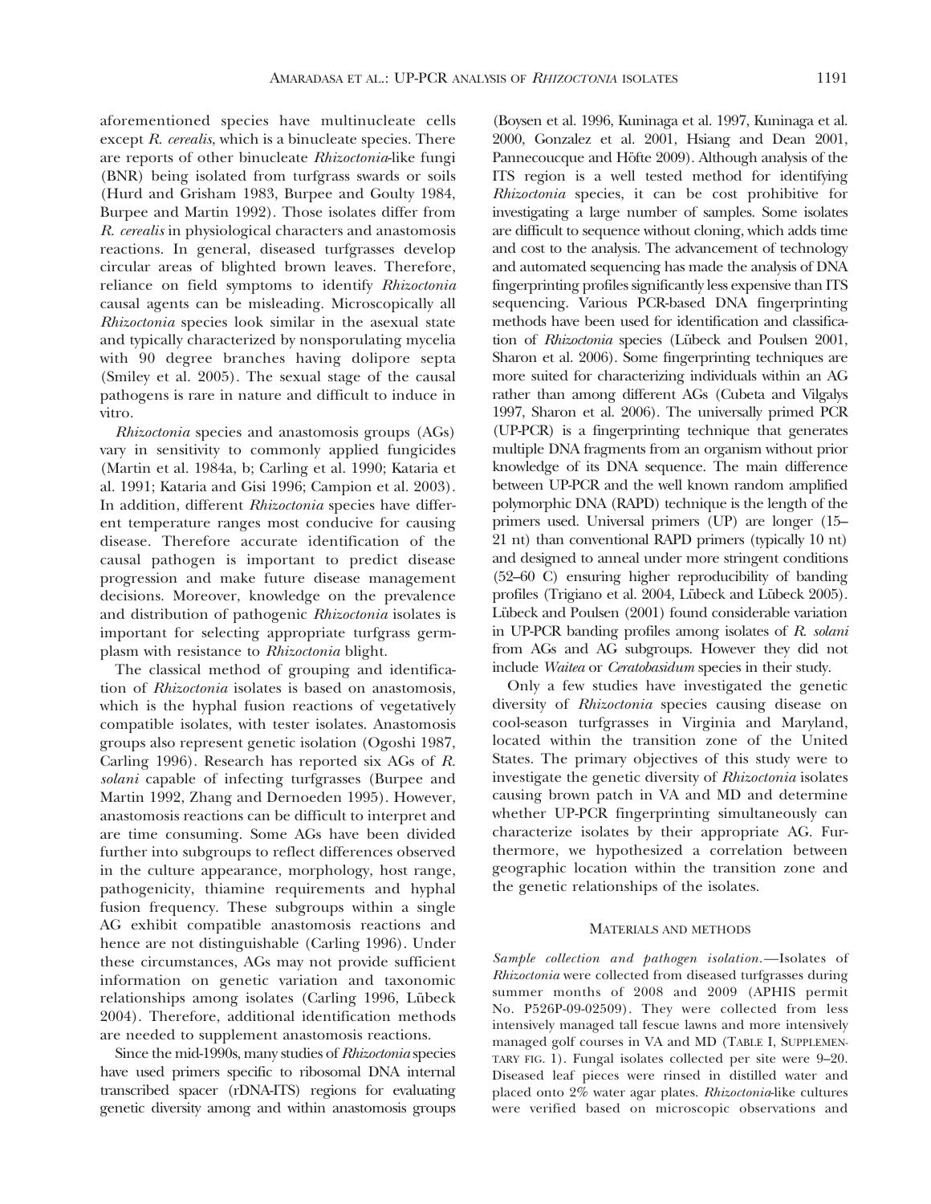aforementioned species have multinucleate cells except *R. cerealis*, which is a binucleate species. There are reports of other binucleate *Rhizoctonia*-like fungi (BNR) being isolated from turfgrass swards or soils (Hurd and Grisham 1983, Burpee and Goulty 1984, Burpee and Martin 1992). Those isolates differ from *R. cerealis* in physiological characters and anastomosis reactions. In general, diseased turfgrasses develop circular areas of blighted brown leaves. Therefore, reliance on field symptoms to identify *Rhizoctonia* causal agents can be misleading. Microscopically all *Rhizoctonia* species look similar in the asexual state and typically characterized by nonsporulating mycelia with 90 degree branches having dolipore septa (Smiley et al. 2005). The sexual stage of the causal pathogens is rare in nature and difficult to induce in vitro.

*Rhizoctonia* species and anastomosis groups (AGs) vary in sensitivity to commonly applied fungicides (Martin et al. 1984a, b; Carling et al. 1990; Kataria et al. 1991; Kataria and Gisi 1996; Campion et al. 2003). In addition, different *Rhizoctonia* species have different temperature ranges most conducive for causing disease. Therefore accurate identification of the causal pathogen is important to predict disease progression and make future disease management decisions. Moreover, knowledge on the prevalence and distribution of pathogenic *Rhizoctonia* isolates is important for selecting appropriate turfgrass germplasm with resistance to *Rhizoctonia* blight.

The classical method of grouping and identification of *Rhizoctonia* isolates is based on anastomosis, which is the hyphal fusion reactions of vegetatively compatible isolates, with tester isolates. Anastomosis groups also represent genetic isolation (Ogoshi 1987, Carling 1996). Research has reported six AGs of *R. solani* capable of infecting turfgrasses (Burpee and Martin 1992, Zhang and Dernoeden 1995). However, anastomosis reactions can be difficult to interpret and are time consuming. Some AGs have been divided further into subgroups to reflect differences observed in the culture appearance, morphology, host range, pathogenicity, thiamine requirements and hyphal fusion frequency. These subgroups within a single AG exhibit compatible anastomosis reactions and hence are not distinguishable (Carling 1996). Under these circumstances, AGs may not provide sufficient information on genetic variation and taxonomic relationships among isolates (Carling 1996, Lübeck 2004). Therefore, additional identification methods are needed to supplement anastomosis reactions.

Since the mid-1990s, many studies of *Rhizoctonia* species have used primers specific to ribosomal DNA internal transcribed spacer (rDNA-ITS) regions for evaluating genetic diversity among and within anastomosis groups (Boysen et al. 1996, Kuninaga et al. 1997, Kuninaga et al. 2000, Gonzalez et al. 2001, Hsiang and Dean 2001, Pannecoucque and Höfte 2009). Although analysis of the ITS region is a well tested method for identifying *Rhizoctonia* species, it can be cost prohibitive for investigating a large number of samples. Some isolates are difficult to sequence without cloning, which adds time and cost to the analysis. The advancement of technology and automated sequencing has made the analysis of DNA fingerprinting profiles significantly less expensive than ITS sequencing. Various PCR-based DNA fingerprinting methods have been used for identification and classification of *Rhizoctonia* species (Lübeck and Poulsen 2001, Sharon et al. 2006). Some fingerprinting techniques are more suited for characterizing individuals within an AG rather than among different AGs (Cubeta and Vilgalys 1997, Sharon et al. 2006). The universally primed PCR (UP-PCR) is a fingerprinting technique that generates multiple DNA fragments from an organism without prior knowledge of its DNA sequence. The main difference between UP-PCR and the well known random amplified polymorphic DNA (RAPD) technique is the length of the primers used. Universal primers (UP) are longer (15–21 nt) than conventional RAPD primers (typically 10 nt) and designed to anneal under more stringent conditions (52–60 C) ensuring higher reproducibility of banding profiles (Trigiano et al. 2004, Lübeck and Lübeck 2005). Lübeck and Poulsen (2001) found considerable variation in UP-PCR banding profiles among isolates of *R. solani* from AGs and AG subgroups. However they did not include *Waitea* or *Ceratobasidum* species in their study.

Only a few studies have investigated the genetic diversity of *Rhizoctonia* species causing disease on cool-season turfgrasses in Virginia and Maryland, located within the transition zone of the United States. The primary objectives of this study were to investigate the genetic diversity of *Rhizoctonia* isolates causing brown patch in VA and MD and determine whether UP-PCR fingerprinting simultaneously can characterize isolates by their appropriate AG. Furthermore, we hypothesized a correlation between geographic location within the transition zone and the genetic relationships of the isolates.

## MATERIALS AND METHODS

*Sample collection and pathogen isolation.*—Isolates of *Rhizoctonia* were collected from diseased turfgrasses during summer months of 2008 and 2009 (APHIS permit No. P526P-09-02509). They were collected from less intensively managed tall fescue lawns and more intensively managed golf courses in VA and MD (TABLE I, SUPPLEMENTARY FIG. 1). Fungal isolates collected per site were 9–20. Diseased leaf pieces were rinsed in distilled water and placed onto 2% water agar plates. *Rhizoctonia*-like cultures were verified based on microscopic observations and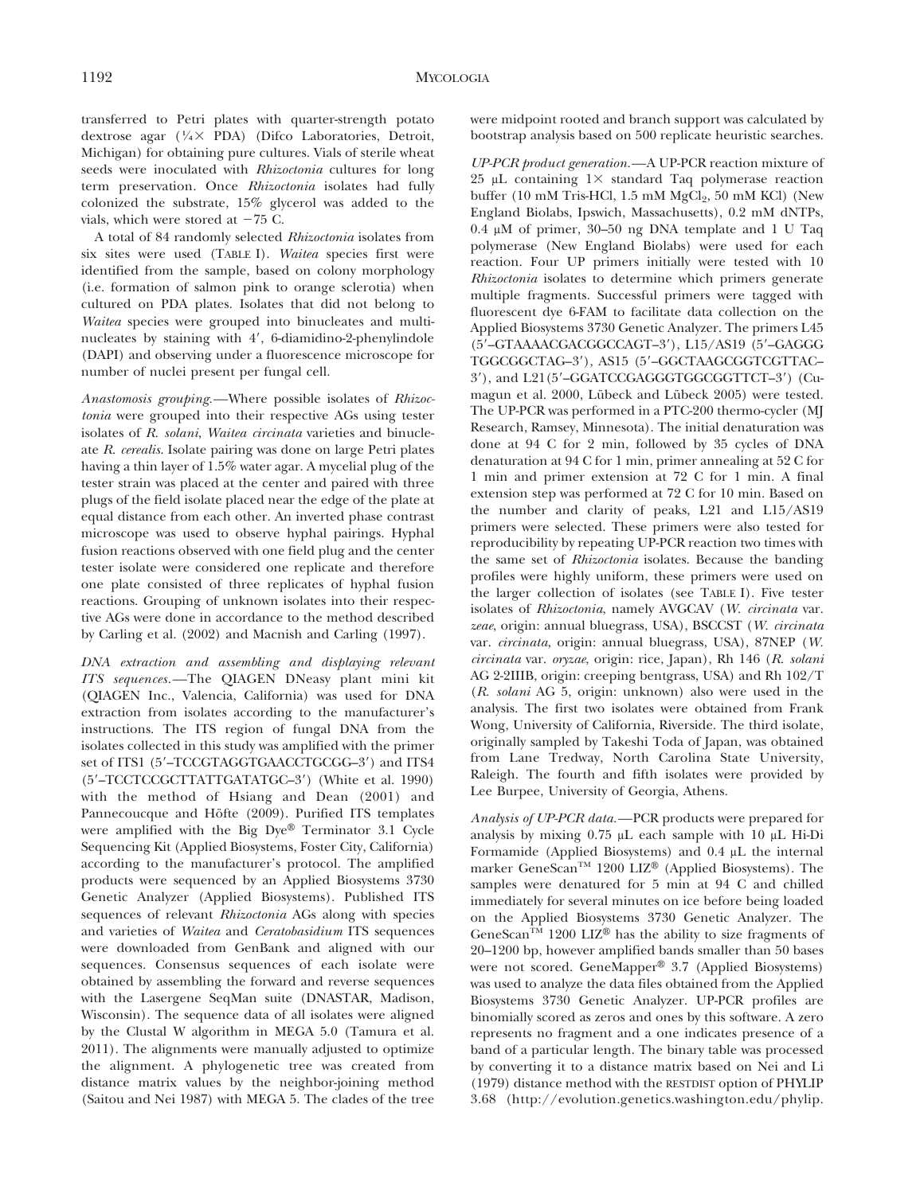transferred to Petri plates with quarter-strength potato dextrose agar (¼× PDA) (Difco Laboratories, Detroit, Michigan) for obtaining pure cultures. Vials of sterile wheat seeds were inoculated with *Rhizoctonia* cultures for long term preservation. Once *Rhizoctonia* isolates had fully colonized the substrate, 15% glycerol was added to the vials, which were stored at −75 C.

A total of 84 randomly selected *Rhizoctonia* isolates from six sites were used (TABLE I). *Waitea* species first were identified from the sample, based on colony morphology (i.e. formation of salmon pink to orange sclerotia) when cultured on PDA plates. Isolates that did not belong to *Waitea* species were grouped into binucleates and multinucleates by staining with 4′, 6-diamidino-2-phenylindole (DAPI) and observing under a fluorescence microscope for number of nuclei present per fungal cell.

*Anastomosis grouping.*—Where possible isolates of *Rhizoctonia* were grouped into their respective AGs using tester isolates of *R. solani*, *Waitea circinata* varieties and binucleate *R. cerealis*. Isolate pairing was done on large Petri plates having a thin layer of 1.5% water agar. A mycelial plug of the tester strain was placed at the center and paired with three plugs of the field isolate placed near the edge of the plate at equal distance from each other. An inverted phase contrast microscope was used to observe hyphal pairings. Hyphal fusion reactions observed with one field plug and the center tester isolate were considered one replicate and therefore one plate consisted of three replicates of hyphal fusion reactions. Grouping of unknown isolates into their respective AGs were done in accordance to the method described by Carling et al. (2002) and Macnish and Carling (1997).

*DNA extraction and assembling and displaying relevant ITS sequences.*—The QIAGEN DNeasy plant mini kit (QIAGEN Inc., Valencia, California) was used for DNA extraction from isolates according to the manufacturer's instructions. The ITS region of fungal DNA from the isolates collected in this study was amplified with the primer set of ITS1 (5′–TCCGTAGGTGAACCTGCGG–3′) and ITS4 (5′–TCCTCCGCTTATTGATATGC–3′) (White et al. 1990) with the method of Hsiang and Dean (2001) and Pannecoucque and Hőfte (2009). Purified ITS templates were amplified with the Big Dye® Terminator 3.1 Cycle Sequencing Kit (Applied Biosystems, Foster City, California) according to the manufacturer's protocol. The amplified products were sequenced by an Applied Biosystems 3730 Genetic Analyzer (Applied Biosystems). Published ITS sequences of relevant *Rhizoctonia* AGs along with species and varieties of *Waitea* and *Ceratobasidium* ITS sequences were downloaded from GenBank and aligned with our sequences. Consensus sequences of each isolate were obtained by assembling the forward and reverse sequences with the Lasergene SeqMan suite (DNASTAR, Madison, Wisconsin). The sequence data of all isolates were aligned by the Clustal W algorithm in MEGA 5.0 (Tamura et al. 2011). The alignments were manually adjusted to optimize the alignment. A phylogenetic tree was created from distance matrix values by the neighbor-joining method (Saitou and Nei 1987) with MEGA 5. The clades of the tree were midpoint rooted and branch support was calculated by bootstrap analysis based on 500 replicate heuristic searches.

*UP-PCR product generation.*—A UP-PCR reaction mixture of 25 µL containing 1× standard Taq polymerase reaction buffer (10 mM Tris-HCl, 1.5 mM $MgCl_2$, 50 mM KCl) (New England Biolabs, Ipswich, Massachusetts), 0.2 mM dNTPs, 0.4 µM of primer, 30–50 ng DNA template and 1 U Taq polymerase (New England Biolabs) were used for each reaction. Four UP primers initially were tested with 10 *Rhizoctonia* isolates to determine which primers generate multiple fragments. Successful primers were tagged with fluorescent dye 6-FAM to facilitate data collection on the Applied Biosystems 3730 Genetic Analyzer. The primers L45 (5′–GTAAAACGACGGCCAGT–3′), L15/AS19 (5′–GAGGG TGGCGGCTAG–3′), AS15 (5′–GGCTAAGCGGTCGTTAC–3′), and L21(5′–GGATCCGAGGGTGGCGGTTCT–3′) (Cumagun et al. 2000, Lübeck and Lübeck 2005) were tested. The UP-PCR was performed in a PTC-200 thermo-cycler (MJ Research, Ramsey, Minnesota). The initial denaturation was done at 94 C for 2 min, followed by 35 cycles of DNA denaturation at 94 C for 1 min, primer annealing at 52 C for 1 min and primer extension at 72 C for 1 min. A final extension step was performed at 72 C for 10 min. Based on the number and clarity of peaks, L21 and L15/AS19 primers were selected. These primers were also tested for reproducibility by repeating UP-PCR reaction two times with the same set of *Rhizoctonia* isolates. Because the banding profiles were highly uniform, these primers were used on the larger collection of isolates (see TABLE I). Five tester isolates of *Rhizoctonia*, namely AVGCAV (*W. circinata* var. *zeae*, origin: annual bluegrass, USA), BSCCST (*W. circinata* var. *circinata*, origin: annual bluegrass, USA), 87NEP (*W. circinata* var. *oryzae*, origin: rice, Japan), Rh 146 (*R. solani* AG 2-2IIIB, origin: creeping bentgrass, USA) and Rh 102/T (*R. solani* AG 5, origin: unknown) also were used in the analysis. The first two isolates were obtained from Frank Wong, University of California, Riverside. The third isolate, originally sampled by Takeshi Toda of Japan, was obtained from Lane Tredway, North Carolina State University, Raleigh. The fourth and fifth isolates were provided by Lee Burpee, University of Georgia, Athens.

*Analysis of UP-PCR data.*—PCR products were prepared for analysis by mixing 0.75 µL each sample with 10 µL Hi-Di Formamide (Applied Biosystems) and 0.4 µL the internal marker GeneScan™ 1200 LIZ® (Applied Biosystems). The samples were denatured for 5 min at 94 C and chilled immediately for several minutes on ice before being loaded on the Applied Biosystems 3730 Genetic Analyzer. The GeneScan™ 1200 LIZ® has the ability to size fragments of 20–1200 bp, however amplified bands smaller than 50 bases were not scored. GeneMapper® 3.7 (Applied Biosystems) was used to analyze the data files obtained from the Applied Biosystems 3730 Genetic Analyzer. UP-PCR profiles are binomially scored as zeros and ones by this software. A zero represents no fragment and a one indicates presence of a band of a particular length. The binary table was processed by converting it to a distance matrix based on Nei and Li (1979) distance method with the RESTDIST option of PHYLIP 3.68 (http://evolution.genetics.washington.edu/phylip.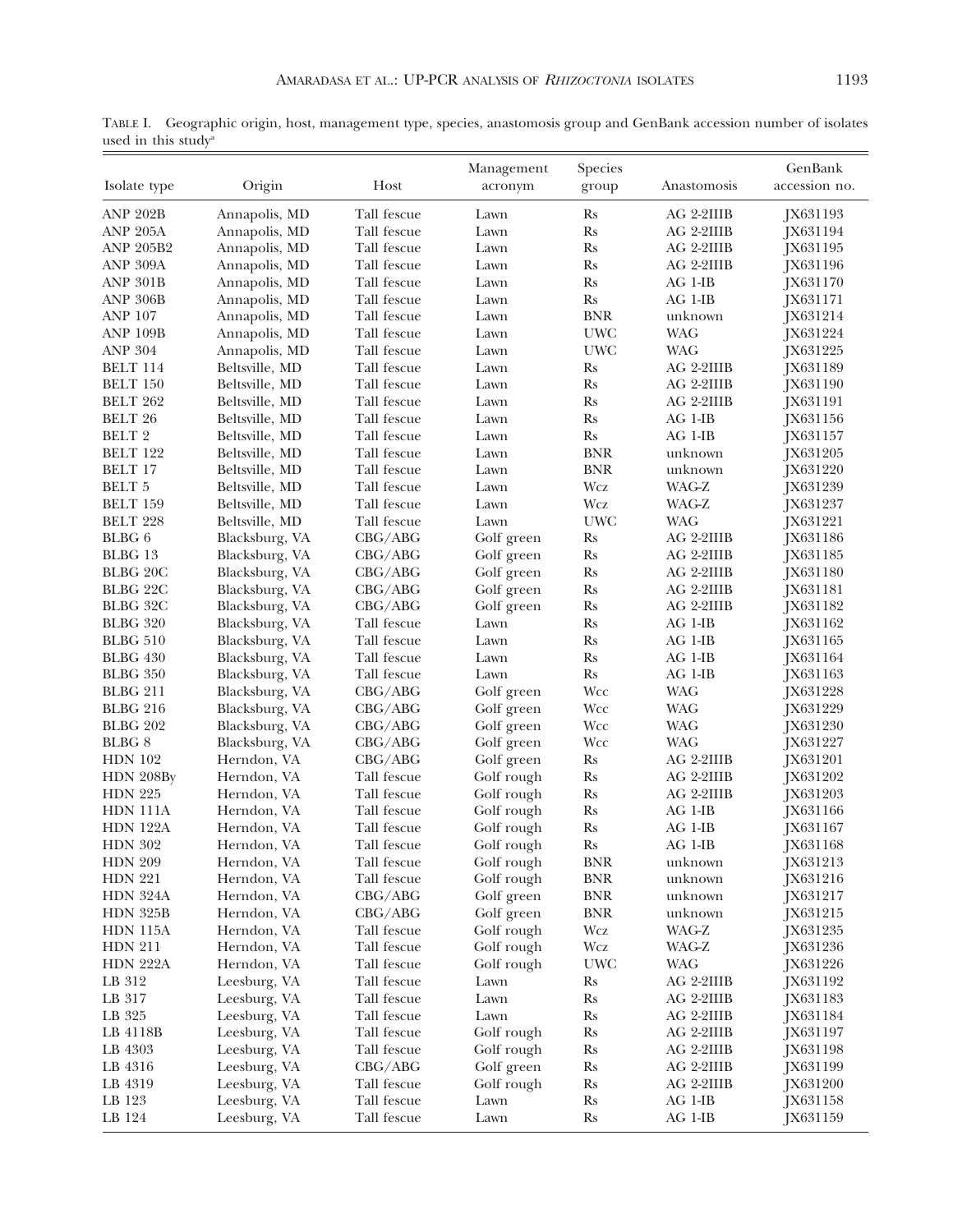TABLE I. Geographic origin, host, management type, species, anastomosis group and GenBank accession number of isolates used in this study[a]

| Isolate type | Origin | Host | Management acronym | Species group | Anastomosis | GenBank accession no. |
|---|---|---|---|---|---|---|
| ANP 202B | Annapolis, MD | Tall fescue | Lawn | Rs | AG 2-2IIIB | JX631193 |
| ANP 205A | Annapolis, MD | Tall fescue | Lawn | Rs | AG 2-2IIIB | JX631194 |
| ANP 205B2 | Annapolis, MD | Tall fescue | Lawn | Rs | AG 2-2IIIB | JX631195 |
| ANP 309A | Annapolis, MD | Tall fescue | Lawn | Rs | AG 2-2IIIB | JX631196 |
| ANP 301B | Annapolis, MD | Tall fescue | Lawn | Rs | AG 1-IB | JX631170 |
| ANP 306B | Annapolis, MD | Tall fescue | Lawn | Rs | AG 1-IB | JX631171 |
| ANP 107 | Annapolis, MD | Tall fescue | Lawn | BNR | unknown | JX631214 |
| ANP 109B | Annapolis, MD | Tall fescue | Lawn | UWC | WAG | JX631224 |
| ANP 304 | Annapolis, MD | Tall fescue | Lawn | UWC | WAG | JX631225 |
| BELT 114 | Beltsville, MD | Tall fescue | Lawn | Rs | AG 2-2IIIB | JX631189 |
| BELT 150 | Beltsville, MD | Tall fescue | Lawn | Rs | AG 2-2IIIB | JX631190 |
| BELT 262 | Beltsville, MD | Tall fescue | Lawn | Rs | AG 2-2IIIB | JX631191 |
| BELT 26 | Beltsville, MD | Tall fescue | Lawn | Rs | AG 1-IB | JX631156 |
| BELT 2 | Beltsville, MD | Tall fescue | Lawn | Rs | AG 1-IB | JX631157 |
| BELT 122 | Beltsville, MD | Tall fescue | Lawn | BNR | unknown | JX631205 |
| BELT 17 | Beltsville, MD | Tall fescue | Lawn | BNR | unknown | JX631220 |
| BELT 5 | Beltsville, MD | Tall fescue | Lawn | Wcz | WAG-Z | JX631239 |
| BELT 159 | Beltsville, MD | Tall fescue | Lawn | Wcz | WAG-Z | JX631237 |
| BELT 228 | Beltsville, MD | Tall fescue | Lawn | UWC | WAG | JX631221 |
| BLBG 6 | Blacksburg, VA | CBG/ABG | Golf green | Rs | AG 2-2IIIB | JX631186 |
| BLBG 13 | Blacksburg, VA | CBG/ABG | Golf green | Rs | AG 2-2IIIB | JX631185 |
| BLBG 20C | Blacksburg, VA | CBG/ABG | Golf green | Rs | AG 2-2IIIB | JX631180 |
| BLBG 22C | Blacksburg, VA | CBG/ABG | Golf green | Rs | AG 2-2IIIB | JX631181 |
| BLBG 32C | Blacksburg, VA | CBG/ABG | Golf green | Rs | AG 2-2IIIB | JX631182 |
| BLBG 320 | Blacksburg, VA | Tall fescue | Lawn | Rs | AG 1-IB | JX631162 |
| BLBG 510 | Blacksburg, VA | Tall fescue | Lawn | Rs | AG 1-IB | JX631165 |
| BLBG 430 | Blacksburg, VA | Tall fescue | Lawn | Rs | AG 1-IB | JX631164 |
| BLBG 350 | Blacksburg, VA | Tall fescue | Lawn | Rs | AG 1-IB | JX631163 |
| BLBG 211 | Blacksburg, VA | CBG/ABG | Golf green | Wcc | WAG | JX631228 |
| BLBG 216 | Blacksburg, VA | CBG/ABG | Golf green | Wcc | WAG | JX631229 |
| BLBG 202 | Blacksburg, VA | CBG/ABG | Golf green | Wcc | WAG | JX631230 |
| BLBG 8 | Blacksburg, VA | CBG/ABG | Golf green | Wcc | WAG | JX631227 |
| HDN 102 | Herndon, VA | CBG/ABG | Golf green | Rs | AG 2-2IIIB | JX631201 |
| HDN 208By | Herndon, VA | Tall fescue | Golf rough | Rs | AG 2-2IIIB | JX631202 |
| HDN 225 | Herndon, VA | Tall fescue | Golf rough | Rs | AG 2-2IIIB | JX631203 |
| HDN 111A | Herndon, VA | Tall fescue | Golf rough | Rs | AG 1-IB | JX631166 |
| HDN 122A | Herndon, VA | Tall fescue | Golf rough | Rs | AG 1-IB | JX631167 |
| HDN 302 | Herndon, VA | Tall fescue | Golf rough | Rs | AG 1-IB | JX631168 |
| HDN 209 | Herndon, VA | Tall fescue | Golf rough | BNR | unknown | JX631213 |
| HDN 221 | Herndon, VA | Tall fescue | Golf rough | BNR | unknown | JX631216 |
| HDN 324A | Herndon, VA | CBG/ABG | Golf green | BNR | unknown | JX631217 |
| HDN 325B | Herndon, VA | CBG/ABG | Golf green | BNR | unknown | JX631215 |
| HDN 115A | Herndon, VA | Tall fescue | Golf rough | Wcz | WAG-Z | JX631235 |
| HDN 211 | Herndon, VA | Tall fescue | Golf rough | Wcz | WAG-Z | JX631236 |
| HDN 222A | Herndon, VA | Tall fescue | Golf rough | UWC | WAG | JX631226 |
| LB 312 | Leesburg, VA | Tall fescue | Lawn | Rs | AG 2-2IIIB | JX631192 |
| LB 317 | Leesburg, VA | Tall fescue | Lawn | Rs | AG 2-2IIIB | JX631183 |
| LB 325 | Leesburg, VA | Tall fescue | Lawn | Rs | AG 2-2IIIB | JX631184 |
| LB 4118B | Leesburg, VA | Tall fescue | Golf rough | Rs | AG 2-2IIIB | JX631197 |
| LB 4303 | Leesburg, VA | Tall fescue | Golf rough | Rs | AG 2-2IIIB | JX631198 |
| LB 4316 | Leesburg, VA | CBG/ABG | Golf green | Rs | AG 2-2IIIB | JX631199 |
| LB 4319 | Leesburg, VA | Tall fescue | Golf rough | Rs | AG 2-2IIIB | JX631200 |
| LB 123 | Leesburg, VA | Tall fescue | Lawn | Rs | AG 1-IB | JX631158 |
| LB 124 | Leesburg, VA | Tall fescue | Lawn | Rs | AG 1-IB | JX631159 |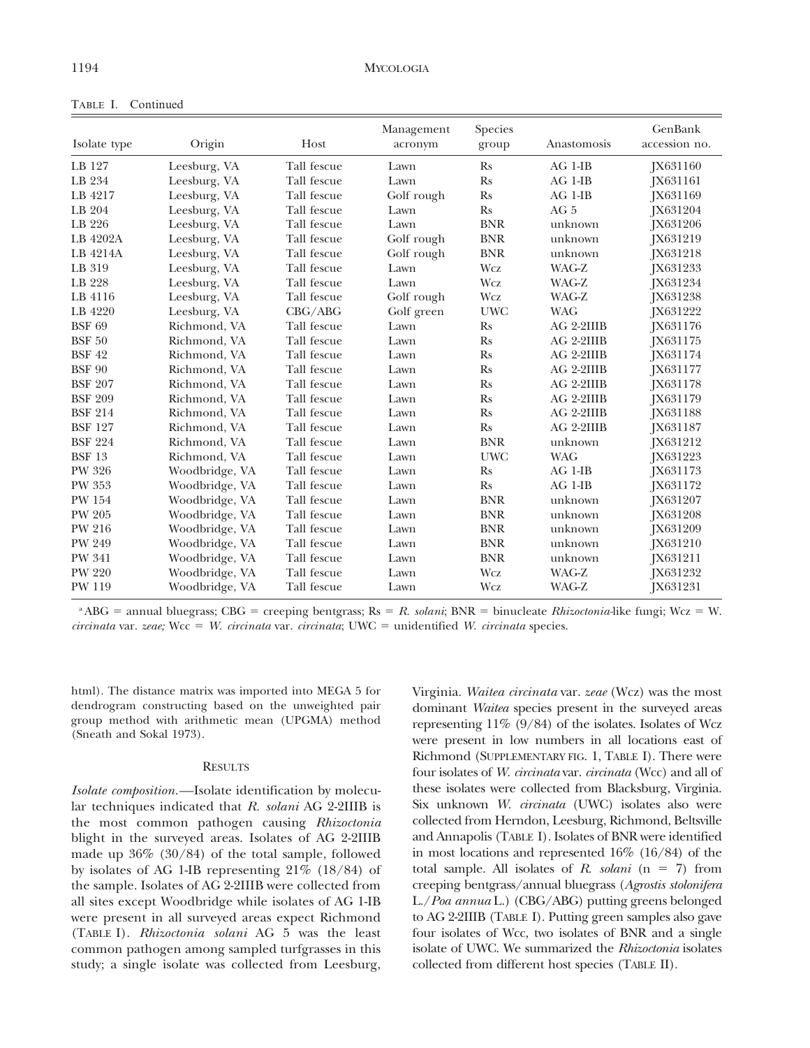TABLE I. Continued

| Isolate type | Origin | Host | Management acronym | Species group | Anastomosis | GenBank accession no. |
|---|---|---|---|---|---|---|
| LB 127 | Leesburg, VA | Tall fescue | Lawn | Rs | AG 1-IB | JX631160 |
| LB 234 | Leesburg, VA | Tall fescue | Lawn | Rs | AG 1-IB | JX631161 |
| LB 4217 | Leesburg, VA | Tall fescue | Golf rough | Rs | AG 1-IB | JX631169 |
| LB 204 | Leesburg, VA | Tall fescue | Lawn | Rs | AG 5 | JX631204 |
| LB 226 | Leesburg, VA | Tall fescue | Lawn | BNR | unknown | JX631206 |
| LB 4202A | Leesburg, VA | Tall fescue | Golf rough | BNR | unknown | JX631219 |
| LB 4214A | Leesburg, VA | Tall fescue | Golf rough | BNR | unknown | JX631218 |
| LB 319 | Leesburg, VA | Tall fescue | Lawn | Wcz | WAG-Z | JX631233 |
| LB 228 | Leesburg, VA | Tall fescue | Lawn | Wcz | WAG-Z | JX631234 |
| LB 4116 | Leesburg, VA | Tall fescue | Golf rough | Wcz | WAG-Z | JX631238 |
| LB 4220 | Leesburg, VA | CBG/ABG | Golf green | UWC | WAG | JX631222 |
| BSF 69 | Richmond, VA | Tall fescue | Lawn | Rs | AG 2-2IIIB | JX631176 |
| BSF 50 | Richmond, VA | Tall fescue | Lawn | Rs | AG 2-2IIIB | JX631175 |
| BSF 42 | Richmond, VA | Tall fescue | Lawn | Rs | AG 2-2IIIB | JX631174 |
| BSF 90 | Richmond, VA | Tall fescue | Lawn | Rs | AG 2-2IIIB | JX631177 |
| BSF 207 | Richmond, VA | Tall fescue | Lawn | Rs | AG 2-2IIIB | JX631178 |
| BSF 209 | Richmond, VA | Tall fescue | Lawn | Rs | AG 2-2IIIB | JX631179 |
| BSF 214 | Richmond, VA | Tall fescue | Lawn | Rs | AG 2-2IIIB | JX631188 |
| BSF 127 | Richmond, VA | Tall fescue | Lawn | Rs | AG 2-2IIIB | JX631187 |
| BSF 224 | Richmond, VA | Tall fescue | Lawn | BNR | unknown | JX631212 |
| BSF 13 | Richmond, VA | Tall fescue | Lawn | UWC | WAG | JX631223 |
| PW 326 | Woodbridge, VA | Tall fescue | Lawn | Rs | AG 1-IB | JX631173 |
| PW 353 | Woodbridge, VA | Tall fescue | Lawn | Rs | AG 1-IB | JX631172 |
| PW 154 | Woodbridge, VA | Tall fescue | Lawn | BNR | unknown | JX631207 |
| PW 205 | Woodbridge, VA | Tall fescue | Lawn | BNR | unknown | JX631208 |
| PW 216 | Woodbridge, VA | Tall fescue | Lawn | BNR | unknown | JX631209 |
| PW 249 | Woodbridge, VA | Tall fescue | Lawn | BNR | unknown | JX631210 |
| PW 341 | Woodbridge, VA | Tall fescue | Lawn | BNR | unknown | JX631211 |
| PW 220 | Woodbridge, VA | Tall fescue | Lawn | Wcz | WAG-Z | JX631232 |
| PW 119 | Woodbridge, VA | Tall fescue | Lawn | Wcz | WAG-Z | JX631231 |

[a] ABG = annual bluegrass; CBG = creeping bentgrass; Rs = *R. solani*; BNR = binucleate *Rhizoctonia*-like fungi; Wcz = W. *circinata* var. *zeae;* Wcc = *W. circinata* var. *circinata*; UWC = unidentified *W. circinata* species.

html). The distance matrix was imported into MEGA 5 for dendrogram constructing based on the unweighted pair group method with arithmetic mean (UPGMA) method (Sneath and Sokal 1973).

## RESULTS

*Isolate composition.*—Isolate identification by molecular techniques indicated that *R. solani* AG 2-2IIIB is the most common pathogen causing *Rhizoctonia* blight in the surveyed areas. Isolates of AG 2-2IIIB made up 36% (30/84) of the total sample, followed by isolates of AG 1-IB representing 21% (18/84) of the sample. Isolates of AG 2-2IIIB were collected from all sites except Woodbridge while isolates of AG 1-IB were present in all surveyed areas expect Richmond (TABLE I). *Rhizoctonia solani* AG 5 was the least common pathogen among sampled turfgrasses in this study; a single isolate was collected from Leesburg, Virginia. *Waitea circinata* var. *zeae* (Wcz) was the most dominant *Waitea* species present in the surveyed areas representing 11% (9/84) of the isolates. Isolates of Wcz were present in low numbers in all locations east of Richmond (SUPPLEMENTARY FIG. 1, TABLE I). There were four isolates of *W. circinata* var. *circinata* (Wcc) and all of these isolates were collected from Blacksburg, Virginia. Six unknown *W. circinata* (UWC) isolates also were collected from Herndon, Leesburg, Richmond, Beltsville and Annapolis (TABLE I). Isolates of BNR were identified in most locations and represented 16% (16/84) of the total sample. All isolates of *R. solani* (n = 7) from creeping bentgrass/annual bluegrass (*Agrostis stolonifera* L./*Poa annua* L.) (CBG/ABG) putting greens belonged to AG 2-2IIIB (TABLE I). Putting green samples also gave four isolates of Wcc, two isolates of BNR and a single isolate of UWC. We summarized the *Rhizoctonia* isolates collected from different host species (TABLE II).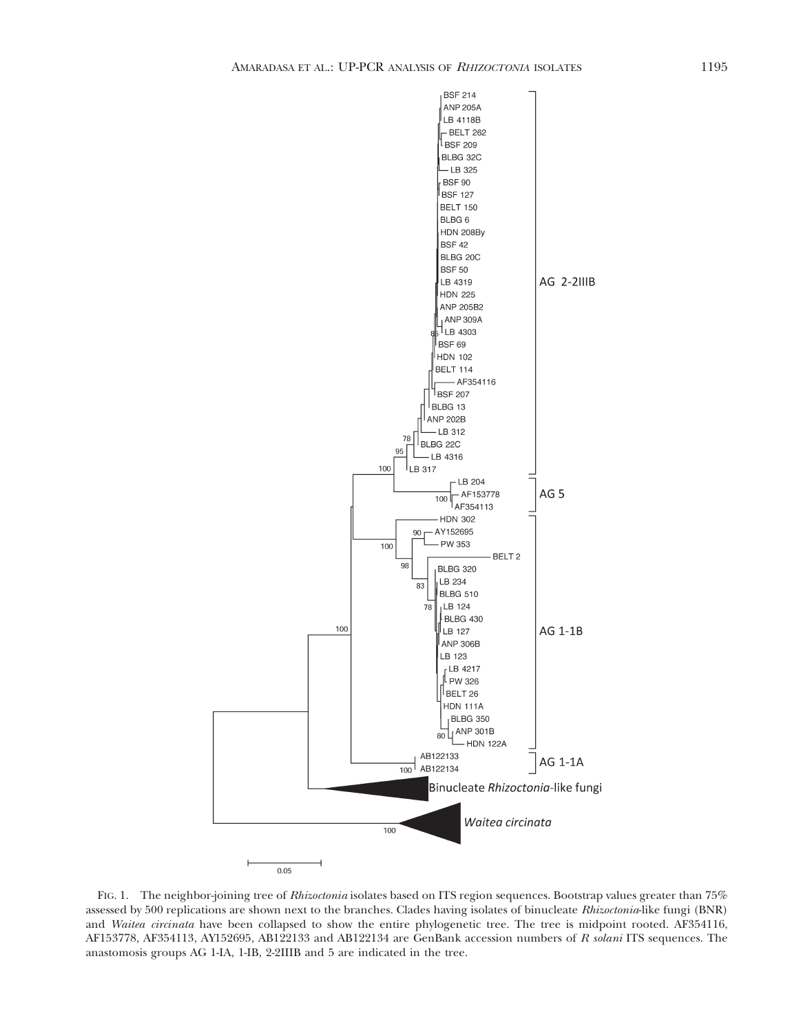FIG. 1. The neighbor-joining tree of *Rhizoctonia* isolates based on ITS region sequences. Bootstrap values greater than 75% assessed by 500 replications are shown next to the branches. Clades having isolates of binucleate *Rhizoctonia*-like fungi (BNR) and *Waitea circinata* have been collapsed to show the entire phylogenetic tree. The tree is midpoint rooted. AF354116, AF153778, AF354113, AY152695, AB122133 and AB122134 are GenBank accession numbers of *R solani* ITS sequences. The anastomosis groups AG 1-IA, 1-IB, 2-2IIIB and 5 are indicated in the tree.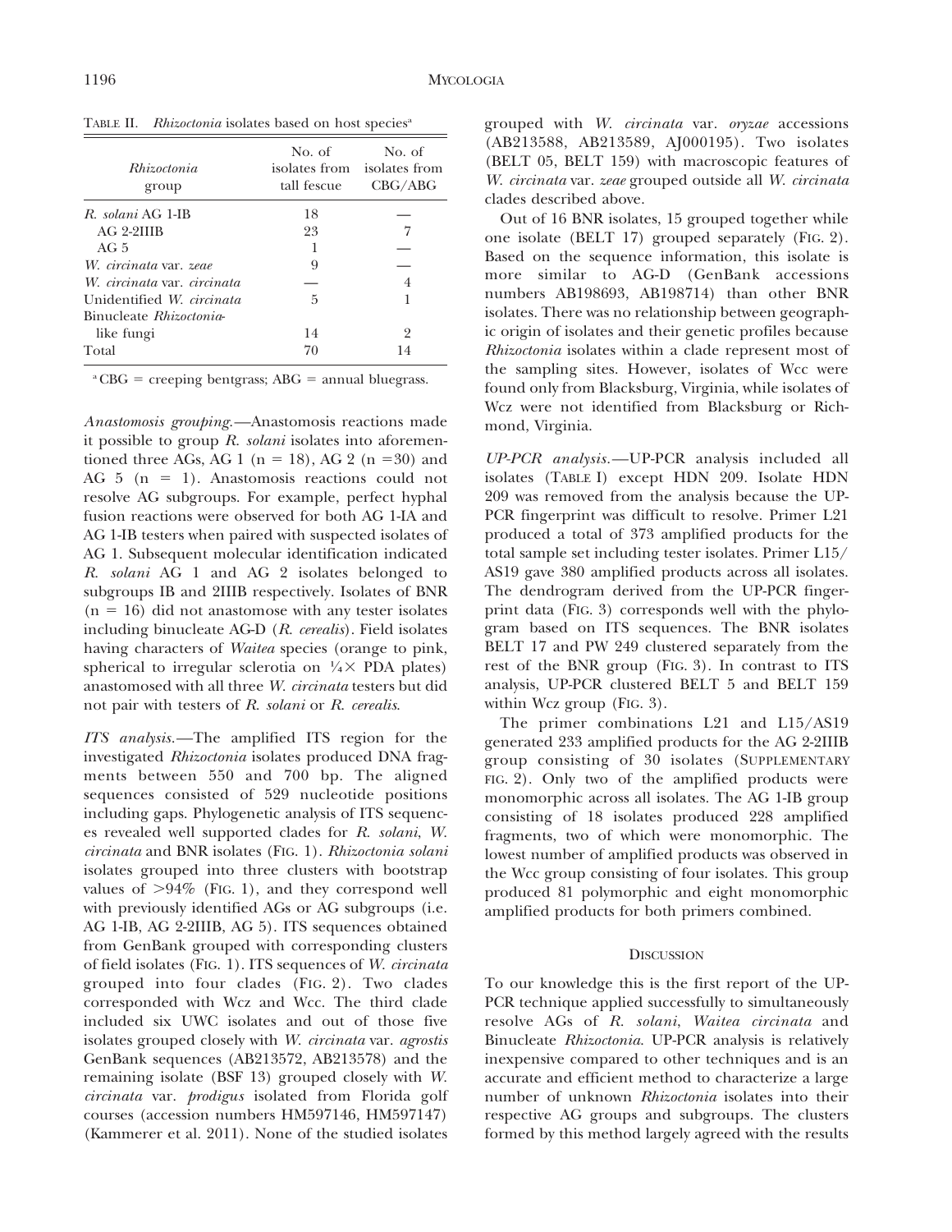TABLE II. *Rhizoctonia* isolates based on host species[a]

| *Rhizoctonia* group | No. of isolates from tall fescue | No. of isolates from CBG/ABG |
|---|---|---|
| *R. solani* AG 1-IB | 18 | — |
| AG 2-2IIIB | 23 | 7 |
| AG 5 | 1 | — |
| *W. circinata* var. *zeae* | 9 | — |
| *W. circinata* var. *circinata* | — | 4 |
| Unidentified *W. circinata* | 5 | 1 |
| Binucleate *Rhizoctonia*-like fungi | 14 | 2 |
| Total | 70 | 14 |

[a] CBG = creeping bentgrass; ABG = annual bluegrass.

*Anastomosis grouping.*—Anastomosis reactions made it possible to group *R. solani* isolates into aforementioned three AGs, AG 1 (n = 18), AG 2 (n =30) and AG 5 (n = 1). Anastomosis reactions could not resolve AG subgroups. For example, perfect hyphal fusion reactions were observed for both AG 1-IA and AG 1-IB testers when paired with suspected isolates of AG 1. Subsequent molecular identification indicated *R. solani* AG 1 and AG 2 isolates belonged to subgroups IB and 2IIIB respectively. Isolates of BNR (n = 16) did not anastomose with any tester isolates including binucleate AG-D (*R. cerealis*). Field isolates having characters of *Waitea* species (orange to pink, spherical to irregular sclerotia on ¼× PDA plates) anastomosed with all three *W. circinata* testers but did not pair with testers of *R. solani* or *R. cerealis*.

*ITS analysis.*—The amplified ITS region for the investigated *Rhizoctonia* isolates produced DNA fragments between 550 and 700 bp. The aligned sequences consisted of 529 nucleotide positions including gaps. Phylogenetic analysis of ITS sequences revealed well supported clades for *R. solani*, *W. circinata* and BNR isolates (FIG. 1). *Rhizoctonia solani* isolates grouped into three clusters with bootstrap values of >94% (FIG. 1), and they correspond well with previously identified AGs or AG subgroups (i.e. AG 1-IB, AG 2-2IIIB, AG 5). ITS sequences obtained from GenBank grouped with corresponding clusters of field isolates (FIG. 1). ITS sequences of *W. circinata* grouped into four clades (FIG. 2). Two clades corresponded with Wcz and Wcc. The third clade included six UWC isolates and out of those five isolates grouped closely with *W. circinata* var. *agrostis* GenBank sequences (AB213572, AB213578) and the remaining isolate (BSF 13) grouped closely with *W. circinata* var. *prodigus* isolated from Florida golf courses (accession numbers HM597146, HM597147) (Kammerer et al. 2011). None of the studied isolates grouped with *W. circinata* var. *oryzae* accessions (AB213588, AB213589, AJ000195). Two isolates (BELT 05, BELT 159) with macroscopic features of *W. circinata* var. *zeae* grouped outside all *W. circinata* clades described above.

Out of 16 BNR isolates, 15 grouped together while one isolate (BELT 17) grouped separately (FIG. 2). Based on the sequence information, this isolate is more similar to AG-D (GenBank accessions numbers AB198693, AB198714) than other BNR isolates. There was no relationship between geographic origin of isolates and their genetic profiles because *Rhizoctonia* isolates within a clade represent most of the sampling sites. However, isolates of Wcc were found only from Blacksburg, Virginia, while isolates of Wcz were not identified from Blacksburg or Richmond, Virginia.

*UP-PCR analysis.*—UP-PCR analysis included all isolates (TABLE I) except HDN 209. Isolate HDN 209 was removed from the analysis because the UP-PCR fingerprint was difficult to resolve. Primer L21 produced a total of 373 amplified products for the total sample set including tester isolates. Primer L15/AS19 gave 380 amplified products across all isolates. The dendrogram derived from the UP-PCR fingerprint data (FIG. 3) corresponds well with the phylogram based on ITS sequences. The BNR isolates BELT 17 and PW 249 clustered separately from the rest of the BNR group (FIG. 3). In contrast to ITS analysis, UP-PCR clustered BELT 5 and BELT 159 within Wcz group (FIG. 3).

The primer combinations L21 and L15/AS19 generated 233 amplified products for the AG 2-2IIIB group consisting of 30 isolates (SUPPLEMENTARY FIG. 2). Only two of the amplified products were monomorphic across all isolates. The AG 1-IB group consisting of 18 isolates produced 228 amplified fragments, two of which were monomorphic. The lowest number of amplified products was observed in the Wcc group consisting of four isolates. This group produced 81 polymorphic and eight monomorphic amplified products for both primers combined.

## DISCUSSION

To our knowledge this is the first report of the UP-PCR technique applied successfully to simultaneously resolve AGs of *R. solani*, *Waitea circinata* and Binucleate *Rhizoctonia*. UP-PCR analysis is relatively inexpensive compared to other techniques and is an accurate and efficient method to characterize a large number of unknown *Rhizoctonia* isolates into their respective AG groups and subgroups. The clusters formed by this method largely agreed with the results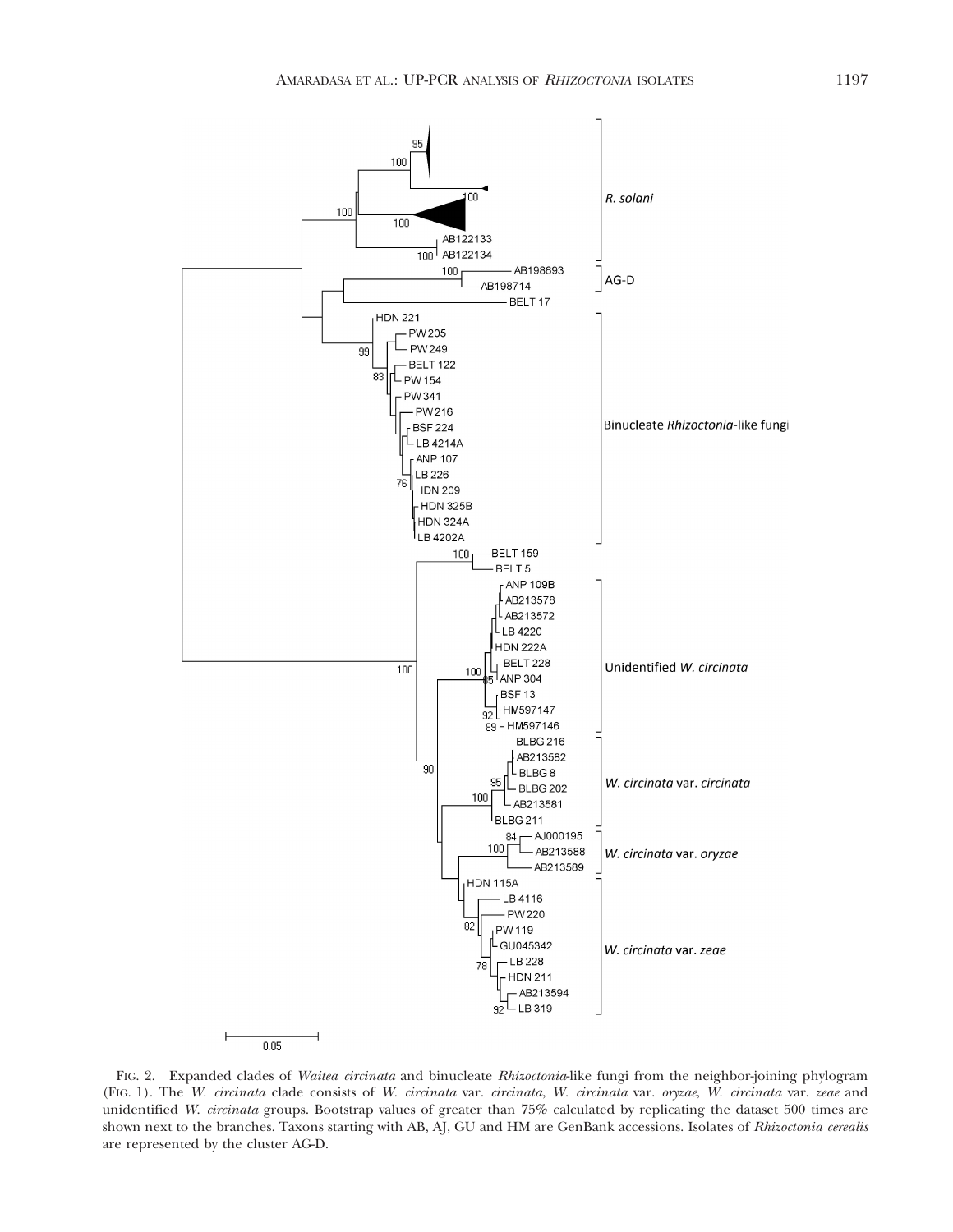FIG. 2. Expanded clades of *Waitea circinata* and binucleate *Rhizoctonia*-like fungi from the neighbor-joining phylogram (FIG. 1). The *W. circinata* clade consists of *W. circinata* var. *circinata*, *W. circinata* var. *oryzae*, *W. circinata* var. *zeae* and unidentified *W. circinata* groups. Bootstrap values of greater than 75% calculated by replicating the dataset 500 times are shown next to the branches. Taxons starting with AB, AJ, GU and HM are GenBank accessions. Isolates of *Rhizoctonia cerealis* are represented by the cluster AG-D.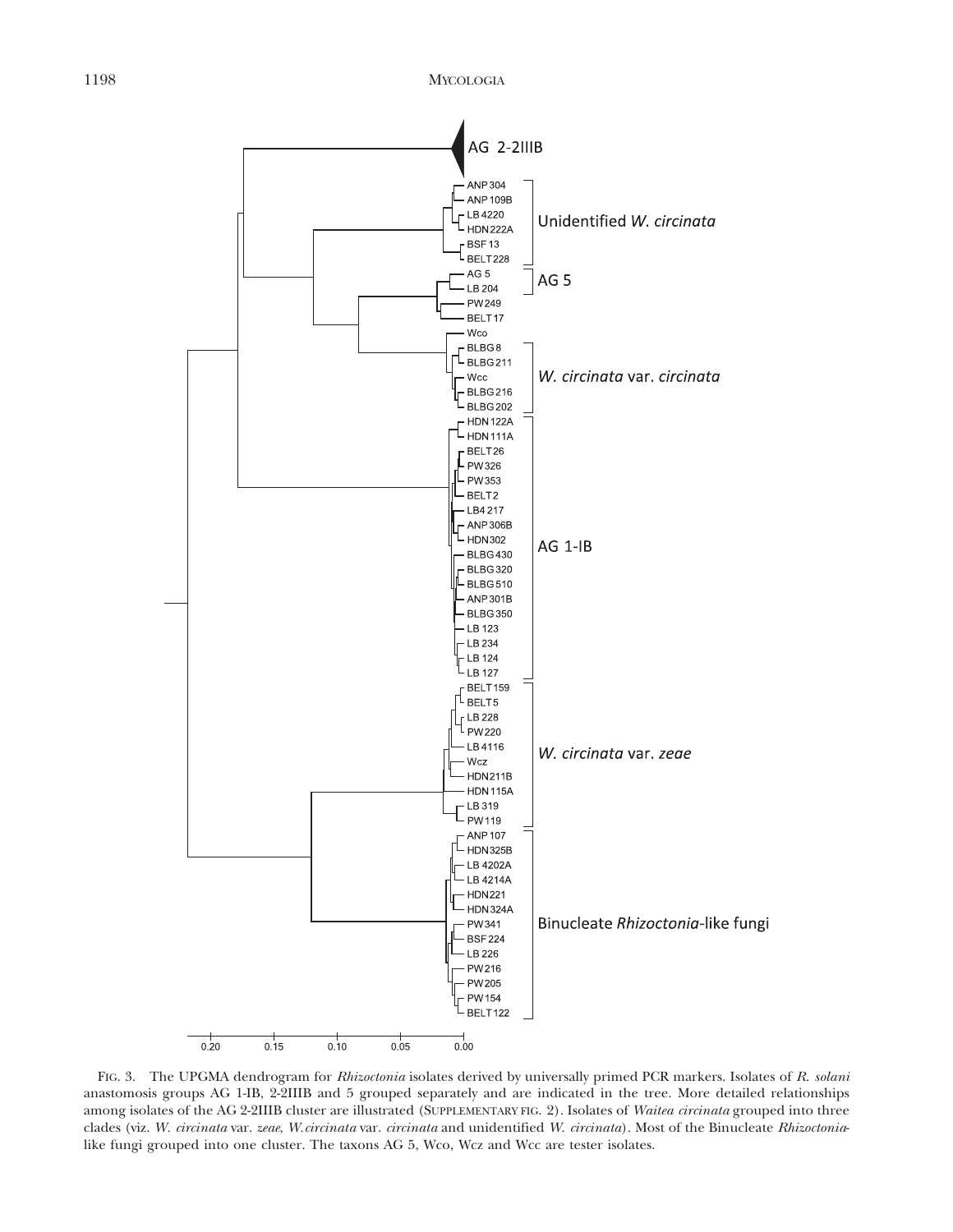FIG. 3. The UPGMA dendrogram for *Rhizoctonia* isolates derived by universally primed PCR markers. Isolates of *R. solani* anastomosis groups AG 1-IB, 2-2IIIB and 5 grouped separately and are indicated in the tree. More detailed relationships among isolates of the AG 2-2IIIB cluster are illustrated (SUPPLEMENTARY FIG. 2). Isolates of *Waitea circinata* grouped into three clades (viz. *W. circinata* var. *zeae*, *W. circinata* var. *circinata* and unidentified *W. circinata*). Most of the Binucleate *Rhizoctonia*-like fungi grouped into one cluster. The taxons AG 5, Wco, Wcz and Wcc are tester isolates.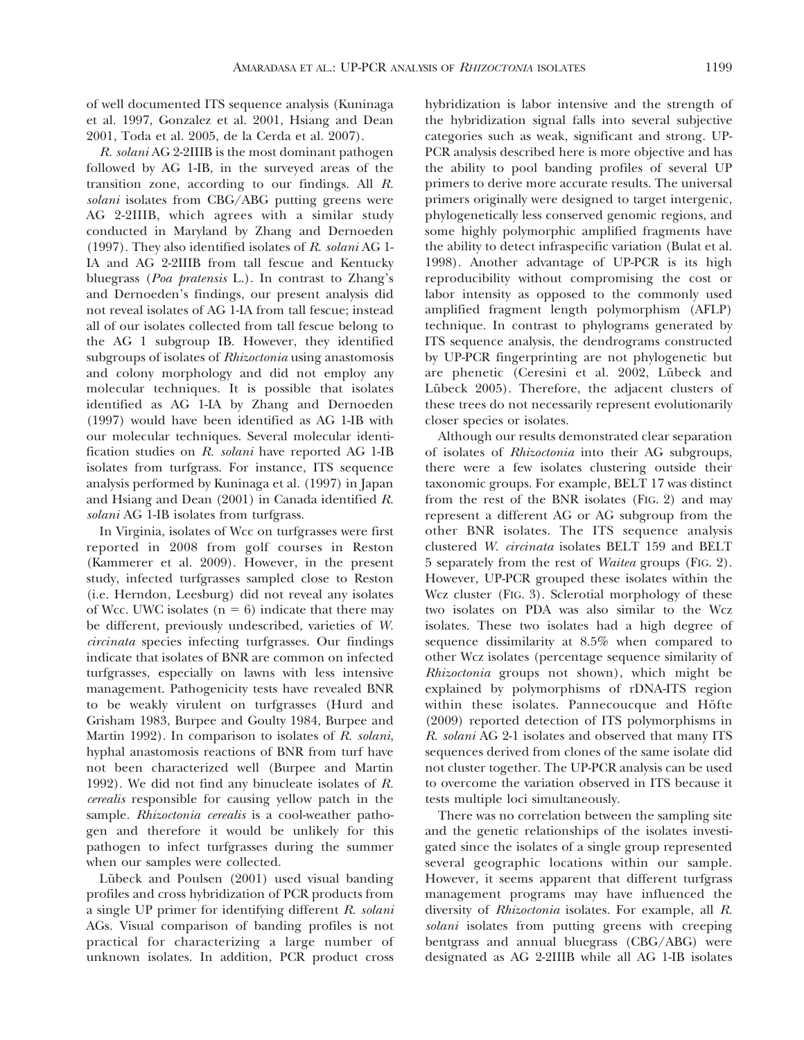of well documented ITS sequence analysis (Kuninaga et al. 1997, Gonzalez et al. 2001, Hsiang and Dean 2001, Toda et al. 2005, de la Cerda et al. 2007).

*R. solani* AG 2-2IIIB is the most dominant pathogen followed by AG 1-IB, in the surveyed areas of the transition zone, according to our findings. All *R. solani* isolates from CBG/ABG putting greens were AG 2-2IIIB, which agrees with a similar study conducted in Maryland by Zhang and Dernoeden (1997). They also identified isolates of *R. solani* AG 1-IA and AG 2-2IIIB from tall fescue and Kentucky bluegrass (*Poa pratensis* L.). In contrast to Zhang's and Dernoeden's findings, our present analysis did not reveal isolates of AG 1-IA from tall fescue; instead all of our isolates collected from tall fescue belong to the AG 1 subgroup IB. However, they identified subgroups of isolates of *Rhizoctonia* using anastomosis and colony morphology and did not employ any molecular techniques. It is possible that isolates identified as AG 1-IA by Zhang and Dernoeden (1997) would have been identified as AG 1-IB with our molecular techniques. Several molecular identification studies on *R. solani* have reported AG 1-IB isolates from turfgrass. For instance, ITS sequence analysis performed by Kuninaga et al. (1997) in Japan and Hsiang and Dean (2001) in Canada identified *R. solani* AG 1-IB isolates from turfgrass.

In Virginia, isolates of Wcc on turfgrasses were first reported in 2008 from golf courses in Reston (Kammerer et al. 2009). However, in the present study, infected turfgrasses sampled close to Reston (i.e. Herndon, Leesburg) did not reveal any isolates of Wcc. UWC isolates (n = 6) indicate that there may be different, previously undescribed, varieties of *W. circinata* species infecting turfgrasses. Our findings indicate that isolates of BNR are common on infected turfgrasses, especially on lawns with less intensive management. Pathogenicity tests have revealed BNR to be weakly virulent on turfgrasses (Hurd and Grisham 1983, Burpee and Goulty 1984, Burpee and Martin 1992). In comparison to isolates of *R. solani*, hyphal anastomosis reactions of BNR from turf have not been characterized well (Burpee and Martin 1992). We did not find any binucleate isolates of *R. cerealis* responsible for causing yellow patch in the sample. *Rhizoctonia cerealis* is a cool-weather pathogen and therefore it would be unlikely for this pathogen to infect turfgrasses during the summer when our samples were collected.

Lübeck and Poulsen (2001) used visual banding profiles and cross hybridization of PCR products from a single UP primer for identifying different *R. solani* AGs. Visual comparison of banding profiles is not practical for characterizing a large number of unknown isolates. In addition, PCR product cross hybridization is labor intensive and the strength of the hybridization signal falls into several subjective categories such as weak, significant and strong. UP-PCR analysis described here is more objective and has the ability to pool banding profiles of several UP primers to derive more accurate results. The universal primers originally were designed to target intergenic, phylogenetically less conserved genomic regions, and some highly polymorphic amplified fragments have the ability to detect infraspecific variation (Bulat et al. 1998). Another advantage of UP-PCR is its high reproducibility without compromising the cost or labor intensity as opposed to the commonly used amplified fragment length polymorphism (AFLP) technique. In contrast to phylograms generated by ITS sequence analysis, the dendrograms constructed by UP-PCR fingerprinting are not phylogenetic but are phenetic (Ceresini et al. 2002, Lübeck and Lübeck 2005). Therefore, the adjacent clusters of these trees do not necessarily represent evolutionarily closer species or isolates.

Although our results demonstrated clear separation of isolates of *Rhizoctonia* into their AG subgroups, there were a few isolates clustering outside their taxonomic groups. For example, BELT 17 was distinct from the rest of the BNR isolates (FIG. 2) and may represent a different AG or AG subgroup from the other BNR isolates. The ITS sequence analysis clustered *W. circinata* isolates BELT 159 and BELT 5 separately from the rest of *Waitea* groups (FIG. 2). However, UP-PCR grouped these isolates within the Wcz cluster (FIG. 3). Sclerotial morphology of these two isolates on PDA was also similar to the Wcz isolates. These two isolates had a high degree of sequence dissimilarity at 8.5% when compared to other Wcz isolates (percentage sequence similarity of *Rhizoctonia* groups not shown), which might be explained by polymorphisms of rDNA-ITS region within these isolates. Pannecoucque and Höfte (2009) reported detection of ITS polymorphisms in *R. solani* AG 2-1 isolates and observed that many ITS sequences derived from clones of the same isolate did not cluster together. The UP-PCR analysis can be used to overcome the variation observed in ITS because it tests multiple loci simultaneously.

There was no correlation between the sampling site and the genetic relationships of the isolates investigated since the isolates of a single group represented several geographic locations within our sample. However, it seems apparent that different turfgrass management programs may have influenced the diversity of *Rhizoctonia* isolates. For example, all *R. solani* isolates from putting greens with creeping bentgrass and annual bluegrass (CBG/ABG) were designated as AG 2-2IIIB while all AG 1-IB isolates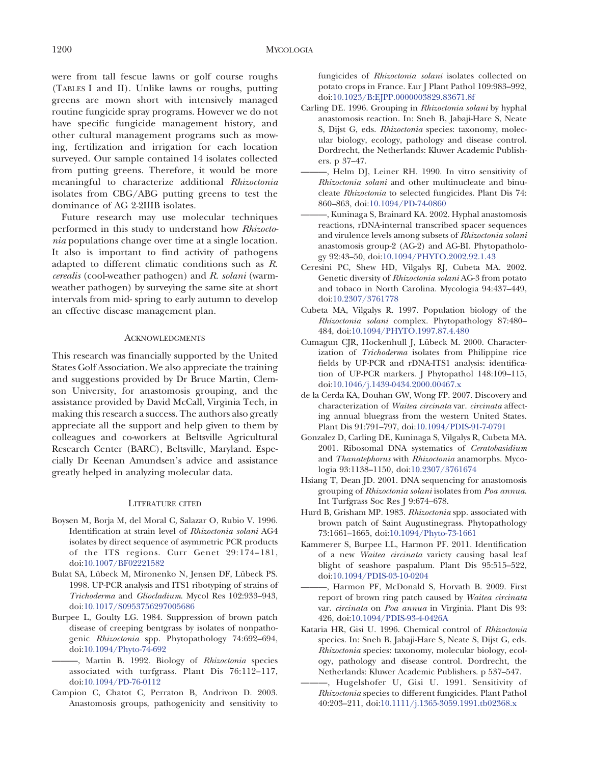were from tall fescue lawns or golf course roughs (TABLES I and II). Unlike lawns or roughs, putting greens are mown short with intensively managed routine fungicide spray programs. However we do not have specific fungicide management history, and other cultural management programs such as mowing, fertilization and irrigation for each location surveyed. Our sample contained 14 isolates collected from putting greens. Therefore, it would be more meaningful to characterize additional *Rhizoctonia* isolates from CBG/ABG putting greens to test the dominance of AG 2-2IIIB isolates.

Future research may use molecular techniques performed in this study to understand how *Rhizoctonia* populations change over time at a single location. It also is important to find activity of pathogens adapted to different climatic conditions such as *R. cerealis* (cool-weather pathogen) and *R. solani* (warm-weather pathogen) by surveying the same site at short intervals from mid- spring to early autumn to develop an effective disease management plan.

## ACKNOWLEDGMENTS

This research was financially supported by the United States Golf Association. We also appreciate the training and suggestions provided by Dr Bruce Martin, Clemson University, for anastomosis grouping, and the assistance provided by David McCall, Virginia Tech, in making this research a success. The authors also greatly appreciate all the support and help given to them by colleagues and co-workers at Beltsville Agricultural Research Center (BARC), Beltsville, Maryland. Especially Dr Keenan Amundsen's advice and assistance greatly helped in analyzing molecular data.

## LITERATURE CITED

Boysen M, Borja M, del Moral C, Salazar O, Rubio V. 1996. Identification at strain level of *Rhizoctonia solani* AG4 isolates by direct sequence of asymmetric PCR products of the ITS regions. Curr Genet 29:174–181, doi:10.1007/BF02221582

Bulat SA, Lübeck M, Mironenko N, Jensen DF, Lübeck PS. 1998. UP-PCR analysis and ITS1 ribotyping of strains of *Trichoderma* and *Gliocladium*. Mycol Res 102:933–943, doi:10.1017/S0953756297005686

Burpee L, Goulty LG. 1984. Suppression of brown patch disease of creeping bentgrass by isolates of nonpathogenic *Rhizoctonia* spp. Phytopathology 74:692–694, doi:10.1094/Phyto-74-692

———, Martin B. 1992. Biology of *Rhizoctonia* species associated with turfgrass. Plant Dis 76:112–117, doi:10.1094/PD-76-0112

Campion C, Chatot C, Perraton B, Andrivon D. 2003. Anastomosis groups, pathogenicity and sensitivity to fungicides of *Rhizoctonia solani* isolates collected on potato crops in France. Eur J Plant Pathol 109:983–992, doi:10.1023/B:EJPP.0000003829.83671.8f

Carling DE. 1996. Grouping in *Rhizoctonia solani* by hyphal anastomosis reaction. In: Sneh B, Jabaji-Hare S, Neate S, Dijst G, eds. *Rhizoctonia* species: taxonomy, molecular biology, ecology, pathology and disease control. Dordrecht, the Netherlands: Kluwer Academic Publishers. p 37–47.

———, Helm DJ, Leiner RH. 1990. In vitro sensitivity of *Rhizoctonia solani* and other multinucleate and binucleate *Rhizoctonia* to selected fungicides. Plant Dis 74: 860–863, doi:10.1094/PD-74-0860

———, Kuninaga S, Brainard KA. 2002. Hyphal anastomosis reactions, rDNA-internal transcribed spacer sequences and virulence levels among subsets of *Rhizoctonia solani* anastomosis group-2 (AG-2) and AG-BI. Phytopathology 92:43–50, doi:10.1094/PHYTO.2002.92.1.43

Ceresini PC, Shew HD, Vilgalys RJ, Cubeta MA. 2002. Genetic diversity of *Rhizoctonia solani* AG-3 from potato and tobacco in North Carolina. Mycologia 94:437–449, doi:10.2307/3761778

Cubeta MA, Vilgalys R. 1997. Population biology of the *Rhizoctonia solani* complex. Phytopathology 87:480–484, doi:10.1094/PHYTO.1997.87.4.480

Cumagun CJR, Hockenhull J, Lübeck M. 2000. Characterization of *Trichoderma* isolates from Philippine rice fields by UP-PCR and rDNA-ITS1 analysis: identification of UP-PCR markers. J Phytopathol 148:109–115, doi:10.1046/j.1439-0434.2000.00467.x

de la Cerda KA, Douhan GW, Wong FP. 2007. Discovery and characterization of *Waitea circinata* var. *circinata* affecting annual bluegrass from the western United States. Plant Dis 91:791–797, doi:10.1094/PDIS-91-7-0791

Gonzalez D, Carling DE, Kuninaga S, Vilgalys R, Cubeta MA. 2001. Ribosomal DNA systematics of *Ceratobasidium* and *Thanatephorus* with *Rhizoctonia* anamorphs. Mycologia 93:1138–1150, doi:10.2307/3761674

Hsiang T, Dean JD. 2001. DNA sequencing for anastomosis grouping of *Rhizoctonia solani* isolates from *Poa annua*. Int Turfgrass Soc Res J 9:674–678.

Hurd B, Grisham MP. 1983. *Rhizoctonia* spp. associated with brown patch of Saint Augustinegrass. Phytopathology 73:1661–1665, doi:10.1094/Phyto-73-1661

Kammerer S, Burpee LL, Harmon PF. 2011. Identification of a new *Waitea circinata* variety causing basal leaf blight of seashore paspalum. Plant Dis 95:515–522, doi:10.1094/PDIS-03-10-0204

———, Harmon PF, McDonald S, Horvath B. 2009. First report of brown ring patch caused by *Waitea circinata* var. *circinata* on *Poa annua* in Virginia. Plant Dis 93: 426, doi:10.1094/PDIS-93-4-0426A

Kataria HR, Gisi U. 1996. Chemical control of *Rhizoctonia* species. In: Sneh B, Jabaji-Hare S, Neate S, Dijst G, eds. *Rhizoctonia* species: taxonomy, molecular biology, ecology, pathology and disease control. Dordrecht, the Netherlands: Kluwer Academic Publishers. p 537–547.

———, Hugelshofer U, Gisi U. 1991. Sensitivity of *Rhizoctonia* species to different fungicides. Plant Pathol 40:203–211, doi:10.1111/j.1365-3059.1991.tb02368.x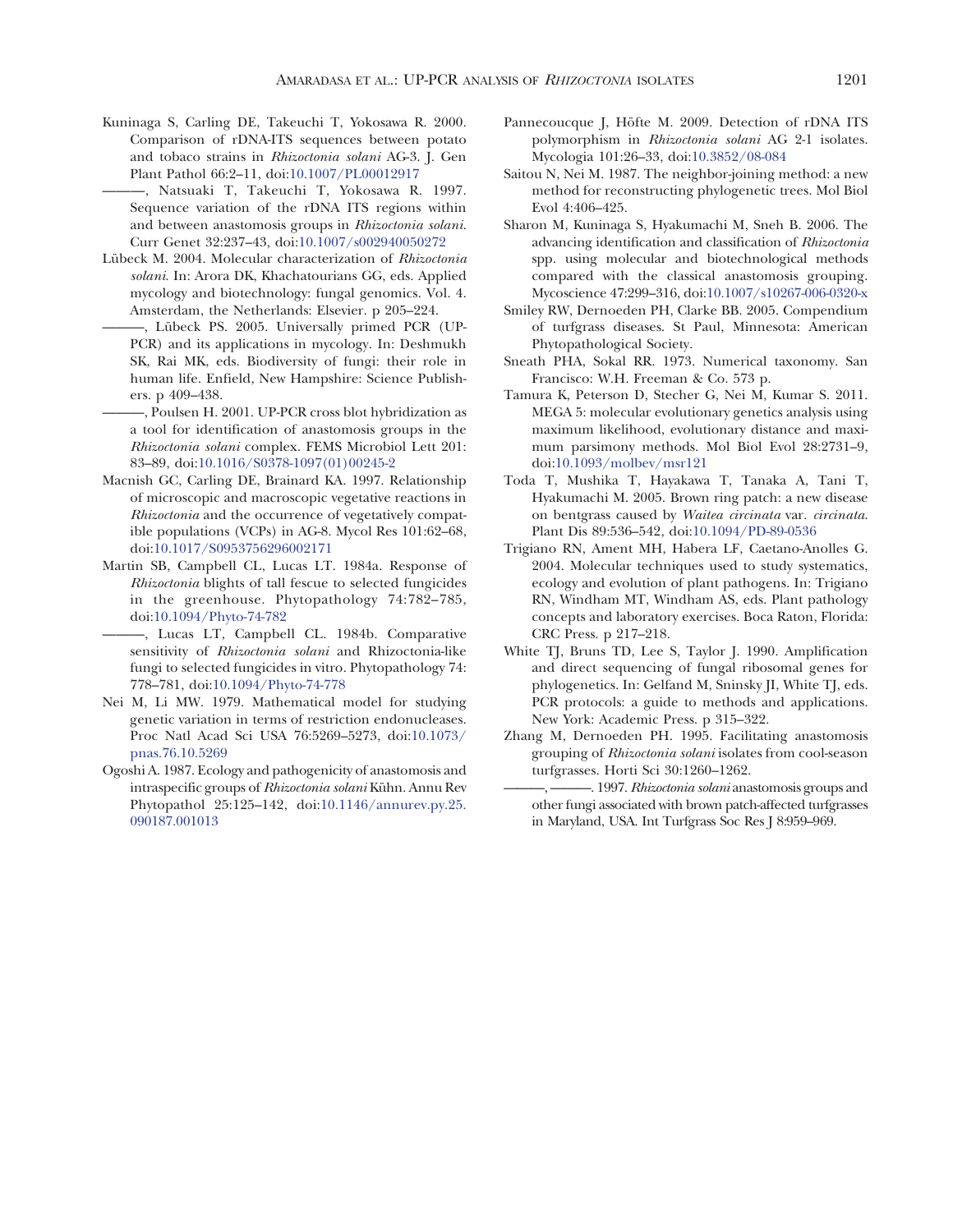Kuninaga S, Carling DE, Takeuchi T, Yokosawa R. 2000. Comparison of rDNA-ITS sequences between potato and tobaco strains in *Rhizoctonia solani* AG-3. J. Gen Plant Pathol 66:2–11, doi:10.1007/PL00012917

———, Natsuaki T, Takeuchi T, Yokosawa R. 1997. Sequence variation of the rDNA ITS regions within and between anastomosis groups in *Rhizoctonia solani*. Curr Genet 32:237–43, doi:10.1007/s002940050272

Lübeck M. 2004. Molecular characterization of *Rhizoctonia solani*. In: Arora DK, Khachatourians GG, eds. Applied mycology and biotechnology: fungal genomics. Vol. 4. Amsterdam, the Netherlands: Elsevier. p 205–224.

———, Lübeck PS. 2005. Universally primed PCR (UP-PCR) and its applications in mycology. In: Deshmukh SK, Rai MK, eds. Biodiversity of fungi: their role in human life. Enfield, New Hampshire: Science Publishers. p 409–438.

———, Poulsen H. 2001. UP-PCR cross blot hybridization as a tool for identification of anastomosis groups in the *Rhizoctonia solani* complex. FEMS Microbiol Lett 201: 83–89, doi:10.1016/S0378-1097(01)00245-2

Macnish GC, Carling DE, Brainard KA. 1997. Relationship of microscopic and macroscopic vegetative reactions in *Rhizoctonia* and the occurrence of vegetatively compatible populations (VCPs) in AG-8. Mycol Res 101:62–68, doi:10.1017/S0953756296002171

Martin SB, Campbell CL, Lucas LT. 1984a. Response of *Rhizoctonia* blights of tall fescue to selected fungicides in the greenhouse. Phytopathology 74:782–785, doi:10.1094/Phyto-74-782

———, Lucas LT, Campbell CL. 1984b. Comparative sensitivity of *Rhizoctonia solani* and Rhizoctonia-like fungi to selected fungicides in vitro. Phytopathology 74: 778–781, doi:10.1094/Phyto-74-778

Nei M, Li MW. 1979. Mathematical model for studying genetic variation in terms of restriction endonucleases. Proc Natl Acad Sci USA 76:5269–5273, doi:10.1073/pnas.76.10.5269

Ogoshi A. 1987. Ecology and pathogenicity of anastomosis and intraspecific groups of *Rhizoctonia solani* Kühn. Annu Rev Phytopathol 25:125–142, doi:10.1146/annurev.py.25.090187.001013

Pannecoucque J, Höfte M. 2009. Detection of rDNA ITS polymorphism in *Rhizoctonia solani* AG 2-1 isolates. Mycologia 101:26–33, doi:10.3852/08-084

Saitou N, Nei M. 1987. The neighbor-joining method: a new method for reconstructing phylogenetic trees. Mol Biol Evol 4:406–425.

Sharon M, Kuninaga S, Hyakumachi M, Sneh B. 2006. The advancing identification and classification of *Rhizoctonia* spp. using molecular and biotechnological methods compared with the classical anastomosis grouping. Mycoscience 47:299–316, doi:10.1007/s10267-006-0320-x

Smiley RW, Dernoeden PH, Clarke BB. 2005. Compendium of turfgrass diseases. St Paul, Minnesota: American Phytopathological Society.

Sneath PHA, Sokal RR. 1973. Numerical taxonomy. San Francisco: W.H. Freeman & Co. 573 p.

Tamura K, Peterson D, Stecher G, Nei M, Kumar S. 2011. MEGA 5: molecular evolutionary genetics analysis using maximum likelihood, evolutionary distance and maximum parsimony methods. Mol Biol Evol 28:2731–9, doi:10.1093/molbev/msr121

Toda T, Mushika T, Hayakawa T, Tanaka A, Tani T, Hyakumachi M. 2005. Brown ring patch: a new disease on bentgrass caused by *Waitea circinata* var. *circinata*. Plant Dis 89:536–542, doi:10.1094/PD-89-0536

Trigiano RN, Ament MH, Habera LF, Caetano-Anolles G. 2004. Molecular techniques used to study systematics, ecology and evolution of plant pathogens. In: Trigiano RN, Windham MT, Windham AS, eds. Plant pathology concepts and laboratory exercises. Boca Raton, Florida: CRC Press. p 217–218.

White TJ, Bruns TD, Lee S, Taylor J. 1990. Amplification and direct sequencing of fungal ribosomal genes for phylogenetics. In: Gelfand M, Sninsky JI, White TJ, eds. PCR protocols: a guide to methods and applications. New York: Academic Press. p 315–322.

Zhang M, Dernoeden PH. 1995. Facilitating anastomosis grouping of *Rhizoctonia solani* isolates from cool-season turfgrasses. Horti Sci 30:1260–1262.

———, ———. 1997. *Rhizoctonia solani* anastomosis groups and other fungi associated with brown patch-affected turfgrasses in Maryland, USA. Int Turfgrass Soc Res J 8:959–969.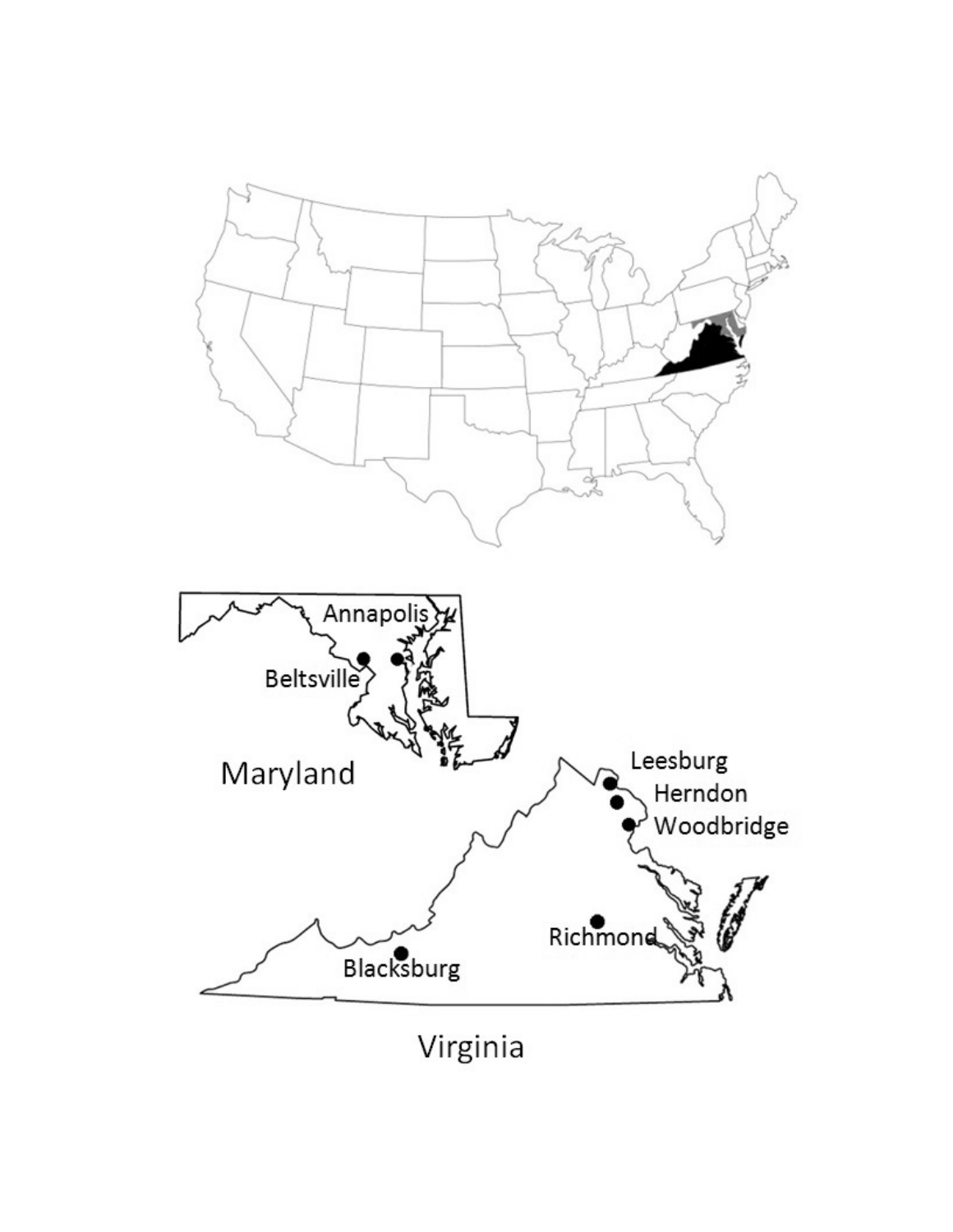Annapolis

Beltsville

Maryland

Leesburg

Herndon

Woodbridge

Richmond

Blacksburg

Virginia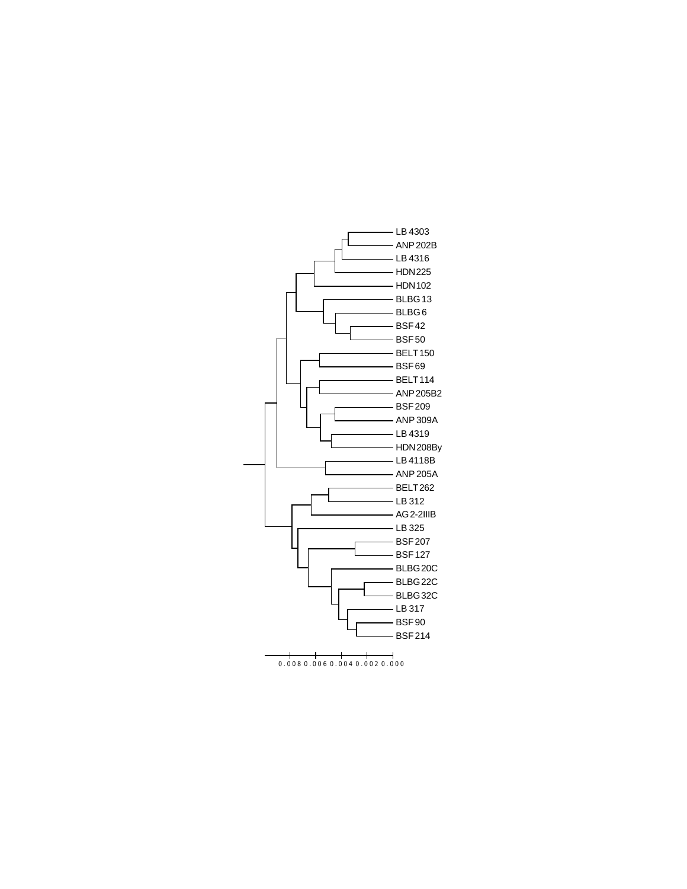LB 4303
ANP 202B
LB 4316
HDN 225
HDN 102
BLBG 13
BLBG 6
BSF 42
BSF 50
BELT 150
BSF 69
BELT 114
ANP 205B2
BSF 209
ANP 309A
LB 4319
HDN 208By
LB 4118B
ANP 205A
BELT 262
LB 312
AG 2-2IIIB
LB 325
BSF 207
BSF 127
BLBG 20C
BLBG 22C
BLBG 32C
LB 317
BSF 90
BSF 214

0.008 0.006 0.004 0.002 0.000